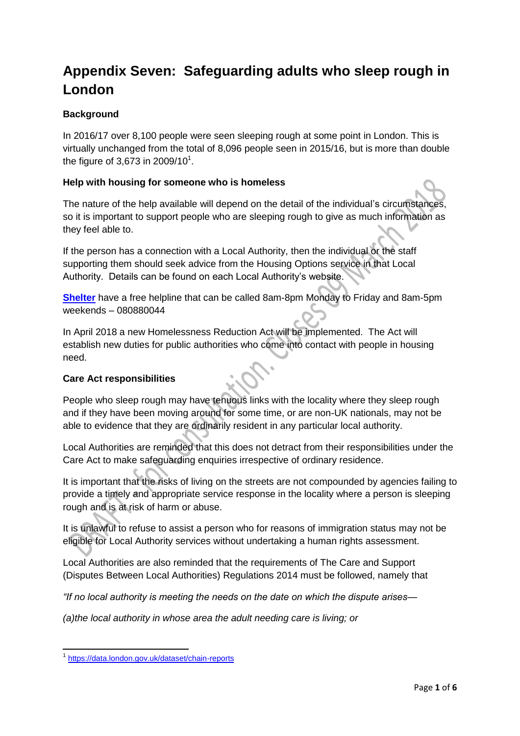# Appendix Seven: Safeguarding adults who sleep rough in London

### Background

In 2016/17 over 8,100 people were seen sleeping rough at some point in London. This is virtually unchanged from the total of 8,096 people seen in 2015/16, but is more than double the figure of 3,673 in 2009/10[1].

### Help with housing for someone who is homeless

The nature of the help available will depend on the detail of the individual's circumstances, so it is important to support people who are sleeping rough to give as much information as they feel able to.

If the person has a connection with a Local Authority, then the individual or the staff supporting them should seek advice from the Housing Options service in that Local Authority. Details can be found on each Local Authority's website.

**Shelter** have a free helpline that can be called 8am-8pm Monday to Friday and 8am-5pm weekends – 080880044

In April 2018 a new Homelessness Reduction Act will be implemented. The Act will establish new duties for public authorities who come into contact with people in housing need.

### Care Act responsibilities

People who sleep rough may have tenuous links with the locality where they sleep rough and if they have been moving around for some time, or are non-UK nationals, may not be able to evidence that they are ordinarily resident in any particular local authority.

Local Authorities are reminded that this does not detract from their responsibilities under the Care Act to make safeguarding enquiries irrespective of ordinary residence.

It is important that the risks of living on the streets are not compounded by agencies failing to provide a timely and appropriate service response in the locality where a person is sleeping rough and is at risk of harm or abuse.

It is unlawful to refuse to assist a person who for reasons of immigration status may not be eligible for Local Authority services without undertaking a human rights assessment.

Local Authorities are also reminded that the requirements of The Care and Support (Disputes Between Local Authorities) Regulations 2014 must be followed, namely that

*"If no local authority is meeting the needs on the date on which the dispute arises—*

*(a)the local authority in whose area the adult needing care is living; or*

[1] https://data.london.gov.uk/dataset/chain-reports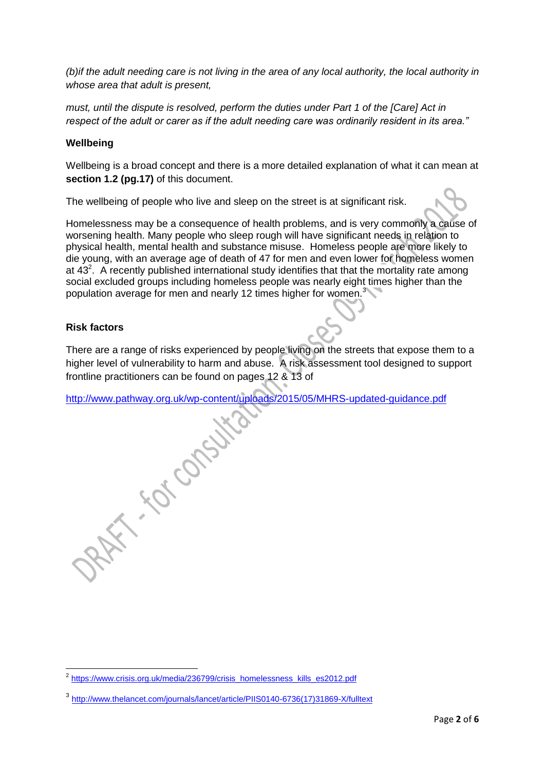*(b)if the adult needing care is not living in the area of any local authority, the local authority in whose area that adult is present,*

*must, until the dispute is resolved, perform the duties under Part 1 of the [Care] Act in respect of the adult or carer as if the adult needing care was ordinarily resident in its area."*

**Wellbeing**

Wellbeing is a broad concept and there is a more detailed explanation of what it can mean at **section 1.2 (pg.17)** of this document.

The wellbeing of people who live and sleep on the street is at significant risk.

Homelessness may be a consequence of health problems, and is very commonly a cause of worsening health. Many people who sleep rough will have significant needs in relation to physical health, mental health and substance misuse. Homeless people are more likely to die young, with an average age of death of 47 for men and even lower for homeless women at 43[2]. A recently published international study identifies that that the mortality rate among social excluded groups including homeless people was nearly eight times higher than the population average for men and nearly 12 times higher for women.[3]

**Risk factors**

There are a range of risks experienced by people living on the streets that expose them to a higher level of vulnerability to harm and abuse. A risk assessment tool designed to support frontline practitioners can be found on pages 12 & 13 of

http://www.pathway.org.uk/wp-content/uploads/2015/05/MHRS-updated-guidance.pdf

---

[2] https://www.crisis.org.uk/media/236799/crisis_homelessness_kills_es2012.pdf

[3] http://www.thelancet.com/journals/lancet/article/PIIS0140-6736(17)31869-X/fulltext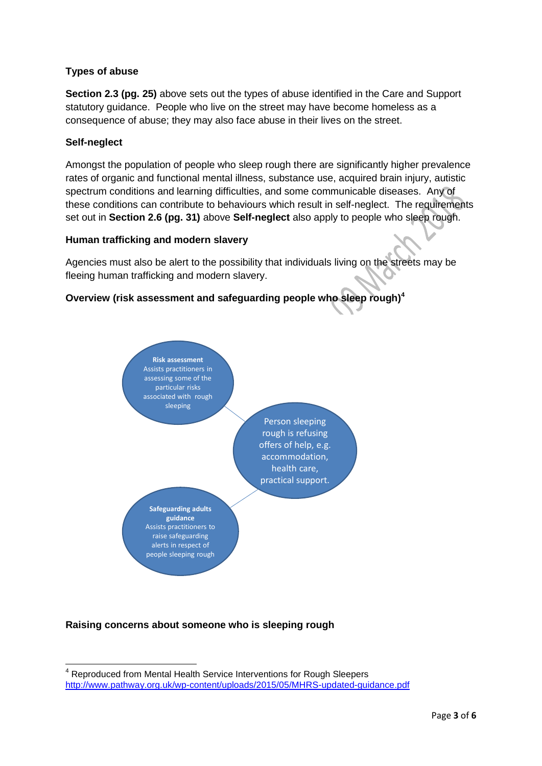**Types of abuse**

**Section 2.3 (pg. 25)** above sets out the types of abuse identified in the Care and Support statutory guidance. People who live on the street may have become homeless as a consequence of abuse; they may also face abuse in their lives on the street.

**Self-neglect**

Amongst the population of people who sleep rough there are significantly higher prevalence rates of organic and functional mental illness, substance use, acquired brain injury, autistic spectrum conditions and learning difficulties, and some communicable diseases. Any of these conditions can contribute to behaviours which result in self-neglect. The requirements set out in **Section 2.6 (pg. 31)** above **Self-neglect** also apply to people who sleep rough.

**Human trafficking and modern slavery**

Agencies must also be alert to the possibility that individuals living on the streets may be fleeing human trafficking and modern slavery.

**Overview (risk assessment and safeguarding people who sleep rough)**[4]

**Risk assessment**
Assists practitioners in assessing some of the particular risks associated with rough sleeping

Person sleeping rough is refusing offers of help, e.g. accommodation, health care, practical support.

**Safeguarding adults guidance**
Assists practitioners to raise safeguarding alerts in respect of people sleeping rough

**Raising concerns about someone who is sleeping rough**

---

[4] Reproduced from Mental Health Service Interventions for Rough Sleepers http://www.pathway.org.uk/wp-content/uploads/2015/05/MHRS-updated-guidance.pdf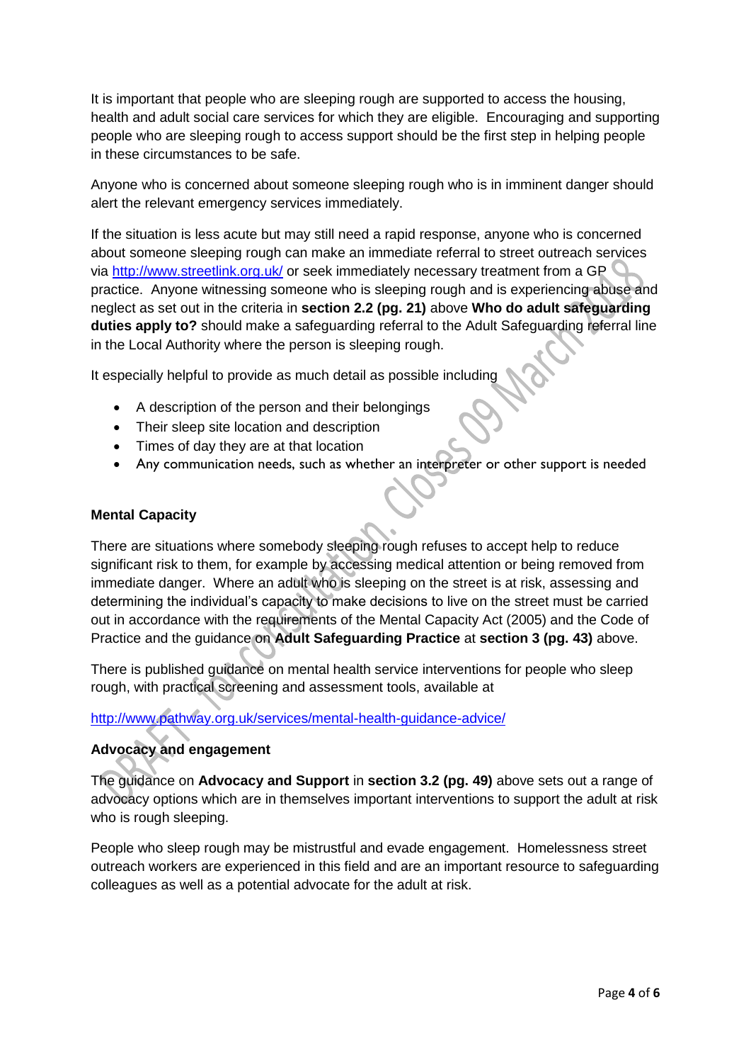It is important that people who are sleeping rough are supported to access the housing, health and adult social care services for which they are eligible. Encouraging and supporting people who are sleeping rough to access support should be the first step in helping people in these circumstances to be safe.

Anyone who is concerned about someone sleeping rough who is in imminent danger should alert the relevant emergency services immediately.

If the situation is less acute but may still need a rapid response, anyone who is concerned about someone sleeping rough can make an immediate referral to street outreach services via [http://www.streetlink.org.uk/](http://www.streetlink.org.uk/) or seek immediately necessary treatment from a GP practice. Anyone witnessing someone who is sleeping rough and is experiencing abuse and neglect as set out in the criteria in **section 2.2 (pg. 21)** above **Who do adult safeguarding duties apply to?** should make a safeguarding referral to the Adult Safeguarding referral line in the Local Authority where the person is sleeping rough.

It especially helpful to provide as much detail as possible including

- A description of the person and their belongings
- Their sleep site location and description
- Times of day they are at that location
- Any communication needs, such as whether an interpreter or other support is needed

**Mental Capacity**

There are situations where somebody sleeping rough refuses to accept help to reduce significant risk to them, for example by accessing medical attention or being removed from immediate danger. Where an adult who is sleeping on the street is at risk, assessing and determining the individual's capacity to make decisions to live on the street must be carried out in accordance with the requirements of the Mental Capacity Act (2005) and the Code of Practice and the guidance on **Adult Safeguarding Practice** at **section 3 (pg. 43)** above.

There is published guidance on mental health service interventions for people who sleep rough, with practical screening and assessment tools, available at

[http://www.pathway.org.uk/services/mental-health-guidance-advice/](http://www.pathway.org.uk/services/mental-health-guidance-advice/)

**Advocacy and engagement**

The guidance on **Advocacy and Support** in **section 3.2 (pg. 49)** above sets out a range of advocacy options which are in themselves important interventions to support the adult at risk who is rough sleeping.

People who sleep rough may be mistrustful and evade engagement. Homelessness street outreach workers are experienced in this field and are an important resource to safeguarding colleagues as well as a potential advocate for the adult at risk.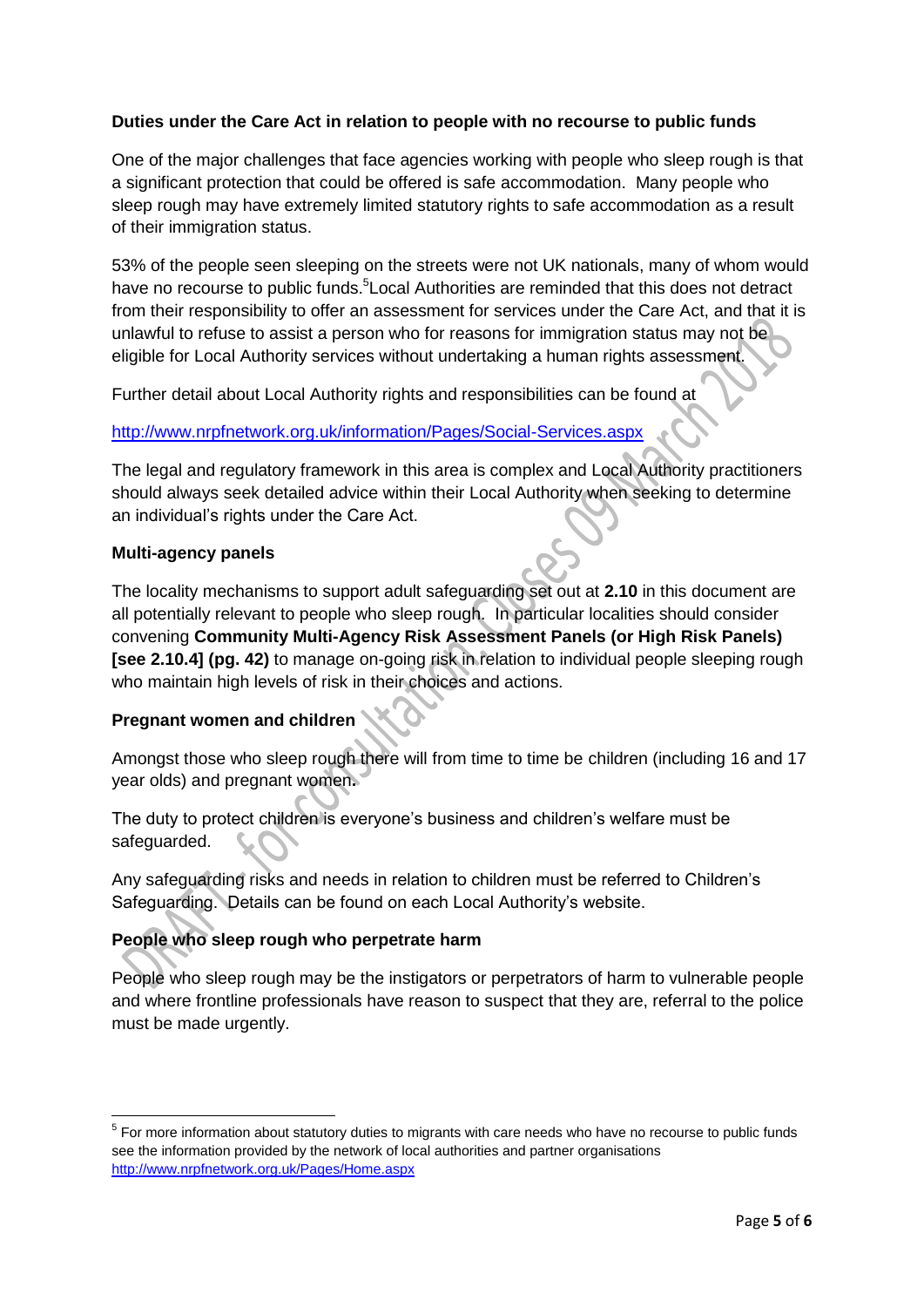**Duties under the Care Act in relation to people with no recourse to public funds**

One of the major challenges that face agencies working with people who sleep rough is that a significant protection that could be offered is safe accommodation. Many people who sleep rough may have extremely limited statutory rights to safe accommodation as a result of their immigration status.

53% of the people seen sleeping on the streets were not UK nationals, many of whom would have no recourse to public funds.[5] Local Authorities are reminded that this does not detract from their responsibility to offer an assessment for services under the Care Act, and that it is unlawful to refuse to assist a person who for reasons for immigration status may not be eligible for Local Authority services without undertaking a human rights assessment.

Further detail about Local Authority rights and responsibilities can be found at

http://www.nrpfnetwork.org.uk/information/Pages/Social-Services.aspx

The legal and regulatory framework in this area is complex and Local Authority practitioners should always seek detailed advice within their Local Authority when seeking to determine an individual's rights under the Care Act.

**Multi-agency panels**

The locality mechanisms to support adult safeguarding set out at **2.10** in this document are all potentially relevant to people who sleep rough. In particular localities should consider convening **Community Multi-Agency Risk Assessment Panels (or High Risk Panels) [see 2.10.4] (pg. 42)** to manage on-going risk in relation to individual people sleeping rough who maintain high levels of risk in their choices and actions.

**Pregnant women and children**

Amongst those who sleep rough there will from time to time be children (including 16 and 17 year olds) and pregnant women.

The duty to protect children is everyone's business and children's welfare must be safeguarded.

Any safeguarding risks and needs in relation to children must be referred to Children's Safeguarding. Details can be found on each Local Authority's website.

**People who sleep rough who perpetrate harm**

People who sleep rough may be the instigators or perpetrators of harm to vulnerable people and where frontline professionals have reason to suspect that they are, referral to the police must be made urgently.

---

[5] For more information about statutory duties to migrants with care needs who have no recourse to public funds see the information provided by the network of local authorities and partner organisations http://www.nrpfnetwork.org.uk/Pages/Home.aspx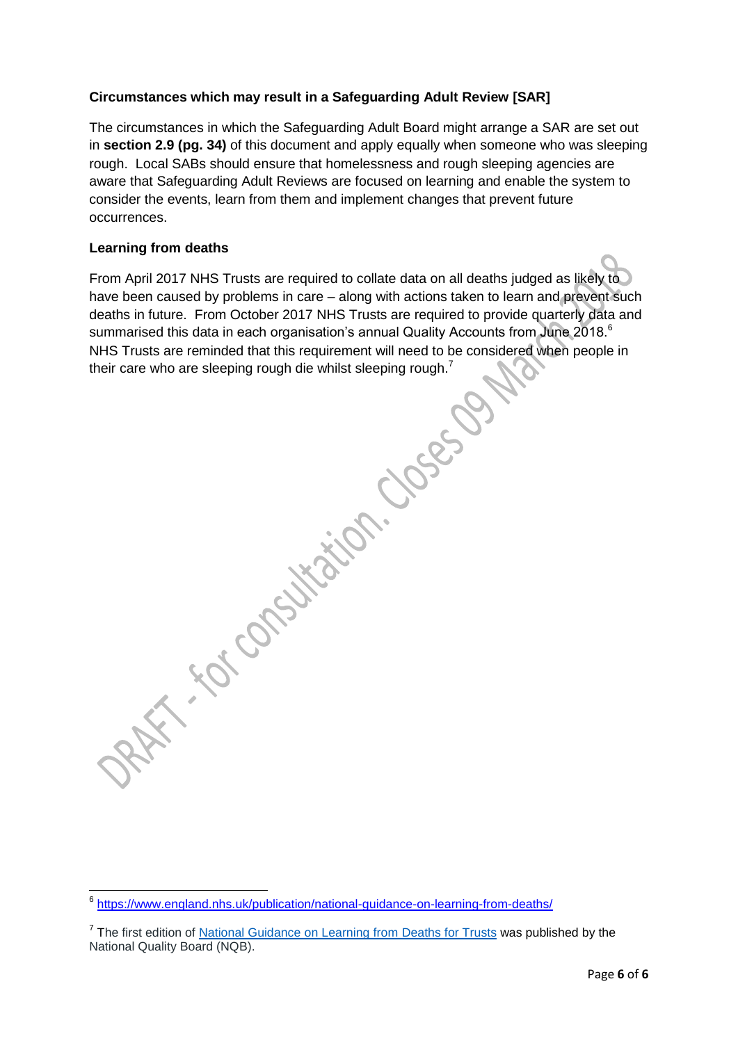**Circumstances which may result in a Safeguarding Adult Review [SAR]**

The circumstances in which the Safeguarding Adult Board might arrange a SAR are set out in **section 2.9 (pg. 34)** of this document and apply equally when someone who was sleeping rough. Local SABs should ensure that homelessness and rough sleeping agencies are aware that Safeguarding Adult Reviews are focused on learning and enable the system to consider the events, learn from them and implement changes that prevent future occurrences.

**Learning from deaths**

From April 2017 NHS Trusts are required to collate data on all deaths judged as likely to have been caused by problems in care – along with actions taken to learn and prevent such deaths in future. From October 2017 NHS Trusts are required to provide quarterly data and summarised this data in each organisation's annual Quality Accounts from June 2018.[6] NHS Trusts are reminded that this requirement will need to be considered when people in their care who are sleeping rough die whilst sleeping rough.[7]

DRAFT - for consultation. Closes 09 March 2018

---

[6] https://www.england.nhs.uk/publication/national-guidance-on-learning-from-deaths/

[7] The first edition of National Guidance on Learning from Deaths for Trusts was published by the National Quality Board (NQB).